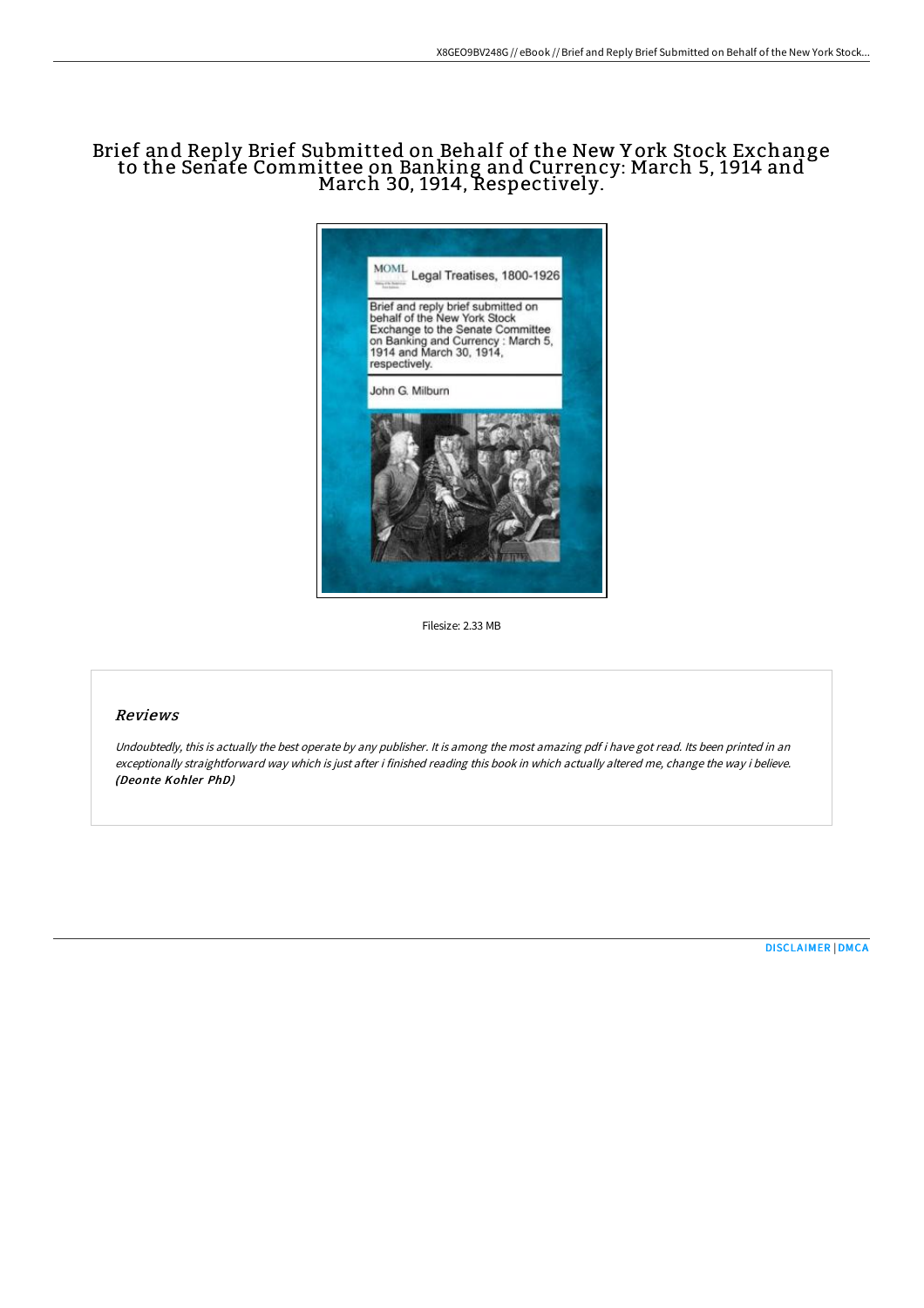# Brief and Reply Brief Submitted on Behalf of the New York Stock Exchange to the Senate Committee on Banking and Currency: March 5, 1914 and March 30, 1914, Respectively.

Filesize: 2.33 MB

## Reviews

*Undoubtedly, this is actually the best operate by any publisher. It is among the most amazing pdf i have got read. Its been printed in an exceptionally straightforward way which is just after i finished reading this book in which actually altered me, change the way i believe.* ***(Deonte Kohler PhD)***

DISCLAIMER | DMCA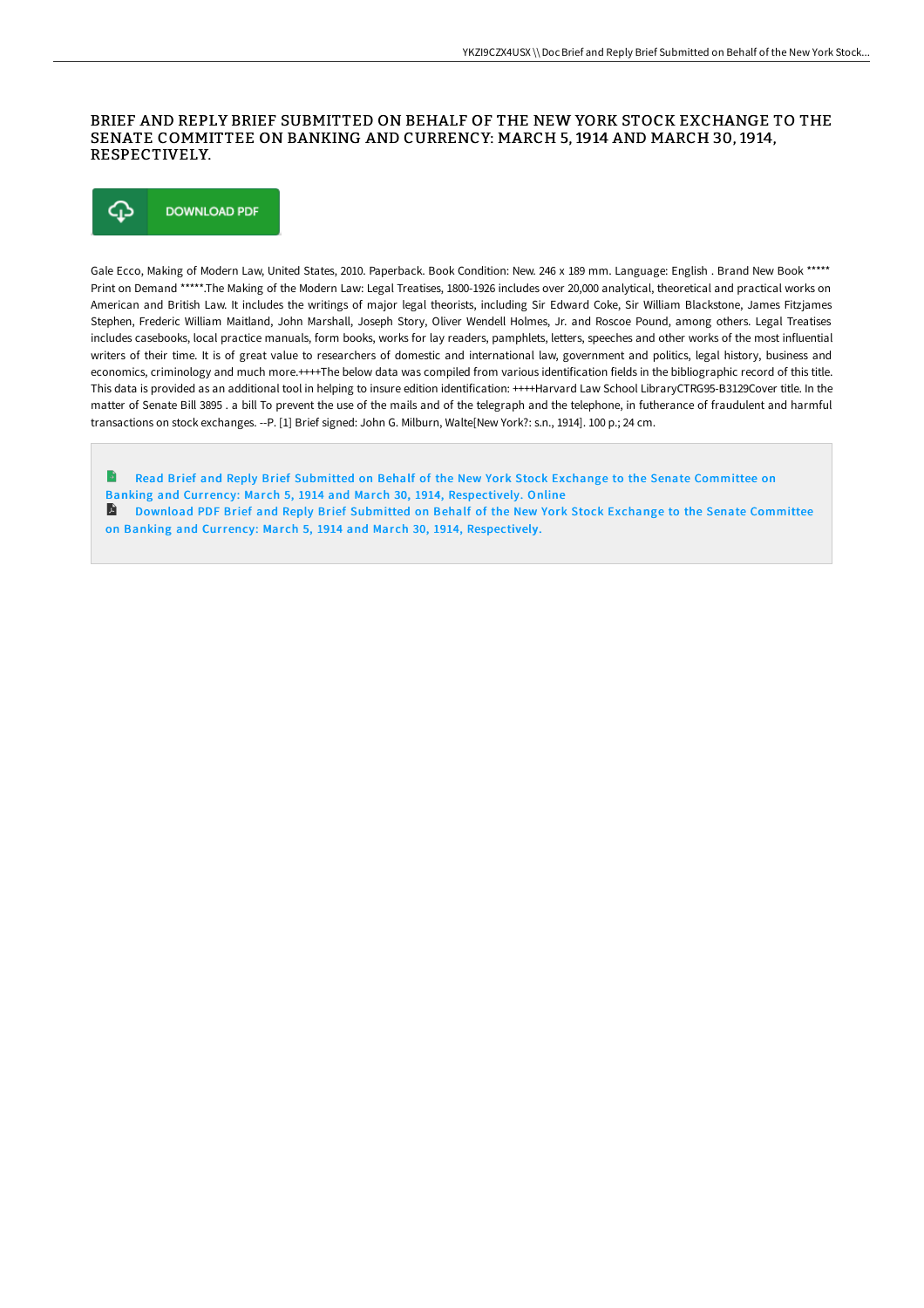# BRIEF AND REPLY BRIEF SUBMITTED ON BEHALF OF THE NEW YORK STOCK EXCHANGE TO THE SENATE COMMITTEE ON BANKING AND CURRENCY: MARCH 5, 1914 AND MARCH 30, 1914, RESPECTIVELY.

DOWNLOAD PDF

Gale Ecco, Making of Modern Law, United States, 2010. Paperback. Book Condition: New. 246 x 189 mm. Language: English . Brand New Book ***** Print on Demand *****.The Making of the Modern Law: Legal Treatises, 1800-1926 includes over 20,000 analytical, theoretical and practical works on American and British Law. It includes the writings of major legal theorists, including Sir Edward Coke, Sir William Blackstone, James Fitzjames Stephen, Frederic William Maitland, John Marshall, Joseph Story, Oliver Wendell Holmes, Jr. and Roscoe Pound, among others. Legal Treatises includes casebooks, local practice manuals, form books, works for lay readers, pamphlets, letters, speeches and other works of the most influential writers of their time. It is of great value to researchers of domestic and international law, government and politics, legal history, business and economics, criminology and much more.++++The below data was compiled from various identification fields in the bibliographic record of this title. This data is provided as an additional tool in helping to insure edition identification: ++++Harvard Law School LibraryCTRG95-B3129Cover title. In the matter of Senate Bill 3895 . a bill To prevent the use of the mails and of the telegraph and the telephone, in futherance of fraudulent and harmful transactions on stock exchanges. --P. [1] Brief signed: John G. Milburn, Walte[New York?: s.n., 1914]. 100 p.; 24 cm.

Read Brief and Reply Brief Submitted on Behalf of the New York Stock Exchange to the Senate Committee on Banking and Currency: March 5, 1914 and March 30, 1914, Respectively. Online

Download PDF Brief and Reply Brief Submitted on Behalf of the New York Stock Exchange to the Senate Committee on Banking and Currency: March 5, 1914 and March 30, 1914, Respectively.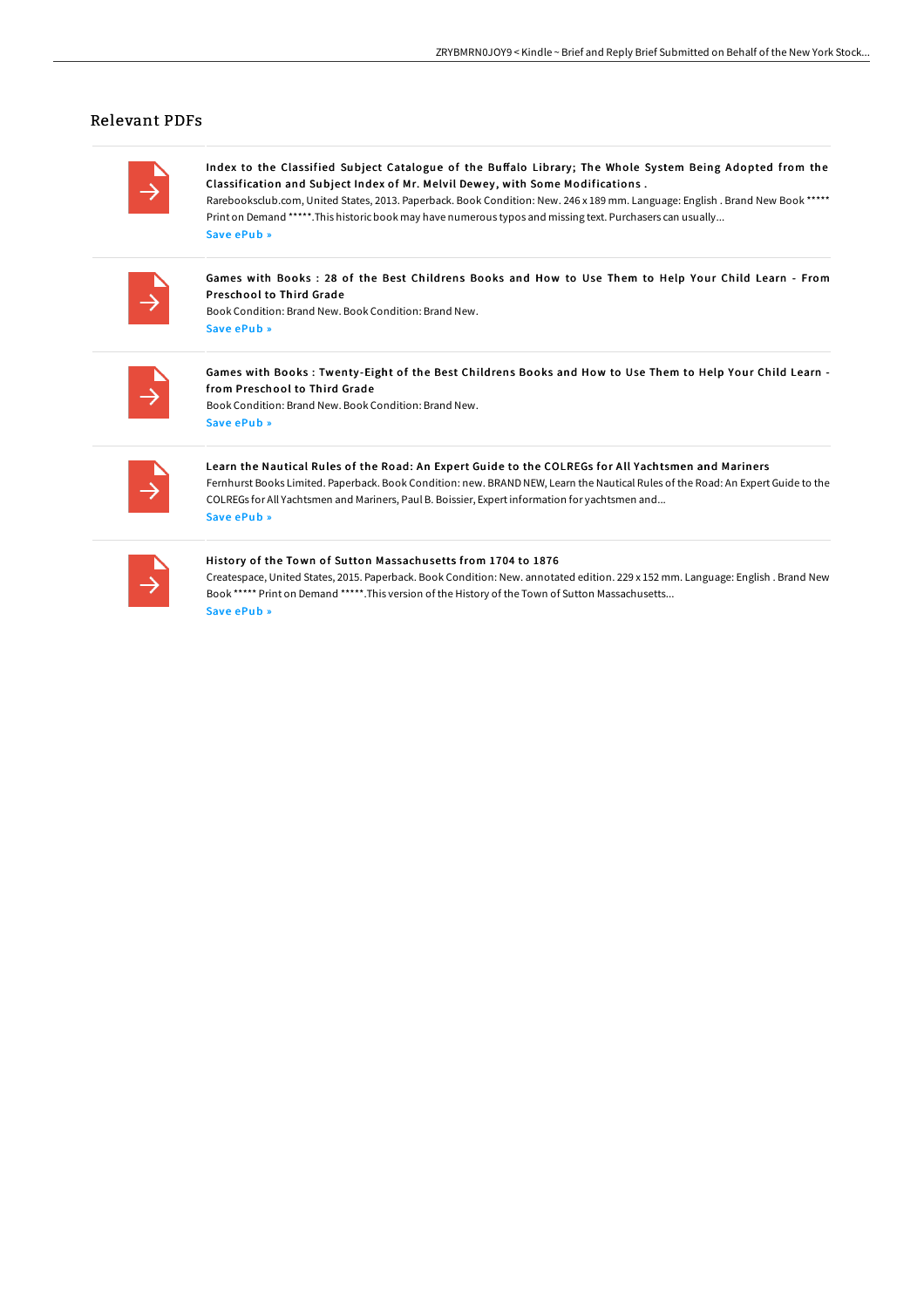## Relevant PDFs

**Index to the Classified Subject Catalogue of the Buffalo Library; The Whole System Being Adopted from the Classification and Subject Index of Mr. Melvil Dewey, with Some Modifications .**

Rarebooksclub.com, United States, 2013. Paperback. Book Condition: New. 246 x 189 mm. Language: English . Brand New Book ***** Print on Demand *****.This historic book may have numerous typos and missing text. Purchasers can usually...

Save ePub »

**Games with Books : 28 of the Best Childrens Books and How to Use Them to Help Your Child Learn - From Preschool to Third Grade**

Book Condition: Brand New. Book Condition: Brand New.

Save ePub »

**Games with Books : Twenty-Eight of the Best Childrens Books and How to Use Them to Help Your Child Learn - from Preschool to Third Grade**

Book Condition: Brand New. Book Condition: Brand New.

Save ePub »

**Learn the Nautical Rules of the Road: An Expert Guide to the COLREGs for All Yachtsmen and Mariners**

Fernhurst Books Limited. Paperback. Book Condition: new. BRAND NEW, Learn the Nautical Rules of the Road: An Expert Guide to the COLREGs for All Yachtsmen and Mariners, Paul B. Boissier, Expert information for yachtsmen and...

Save ePub »

**History of the Town of Sutton Massachusetts from 1704 to 1876**

Createspace, United States, 2015. Paperback. Book Condition: New. annotated edition. 229 x 152 mm. Language: English . Brand New Book ***** Print on Demand *****.This version of the History of the Town of Sutton Massachusetts...

Save ePub »